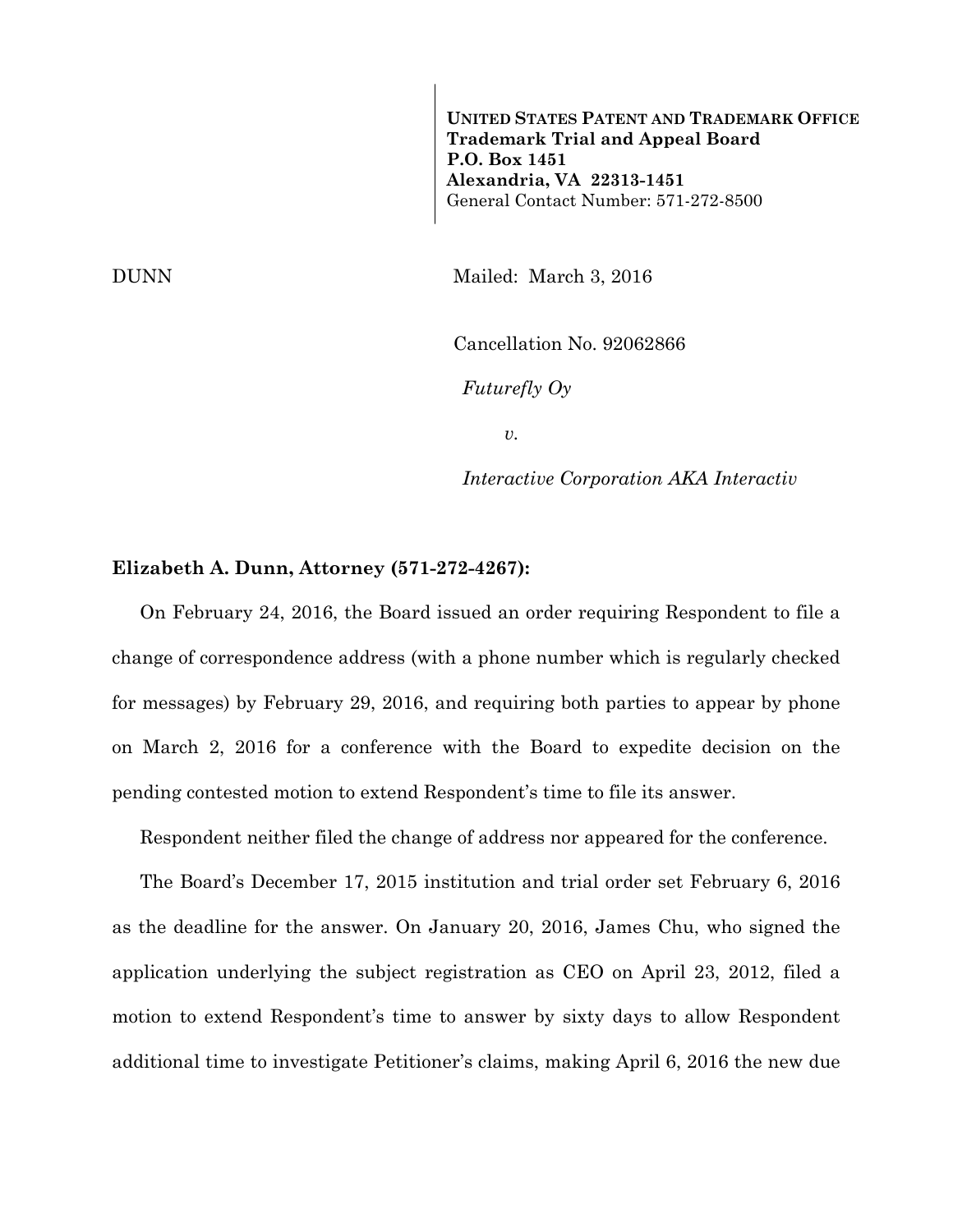**UNITED STATES PATENT AND TRADEMARK OFFICE**
**Trademark Trial and Appeal Board**
**P.O. Box 1451**
**Alexandria, VA 22313-1451**
General Contact Number: 571-272-8500

DUNN

Mailed: March 3, 2016

Cancellation No. 92062866

*Futurefly Oy*

*v.*

*Interactive Corporation AKA Interactiv*

**Elizabeth A. Dunn, Attorney (571-272-4267):**

On February 24, 2016, the Board issued an order requiring Respondent to file a change of correspondence address (with a phone number which is regularly checked for messages) by February 29, 2016, and requiring both parties to appear by phone on March 2, 2016 for a conference with the Board to expedite decision on the pending contested motion to extend Respondent's time to file its answer.

Respondent neither filed the change of address nor appeared for the conference.

The Board's December 17, 2015 institution and trial order set February 6, 2016 as the deadline for the answer. On January 20, 2016, James Chu, who signed the application underlying the subject registration as CEO on April 23, 2012, filed a motion to extend Respondent's time to answer by sixty days to allow Respondent additional time to investigate Petitioner's claims, making April 6, 2016 the new due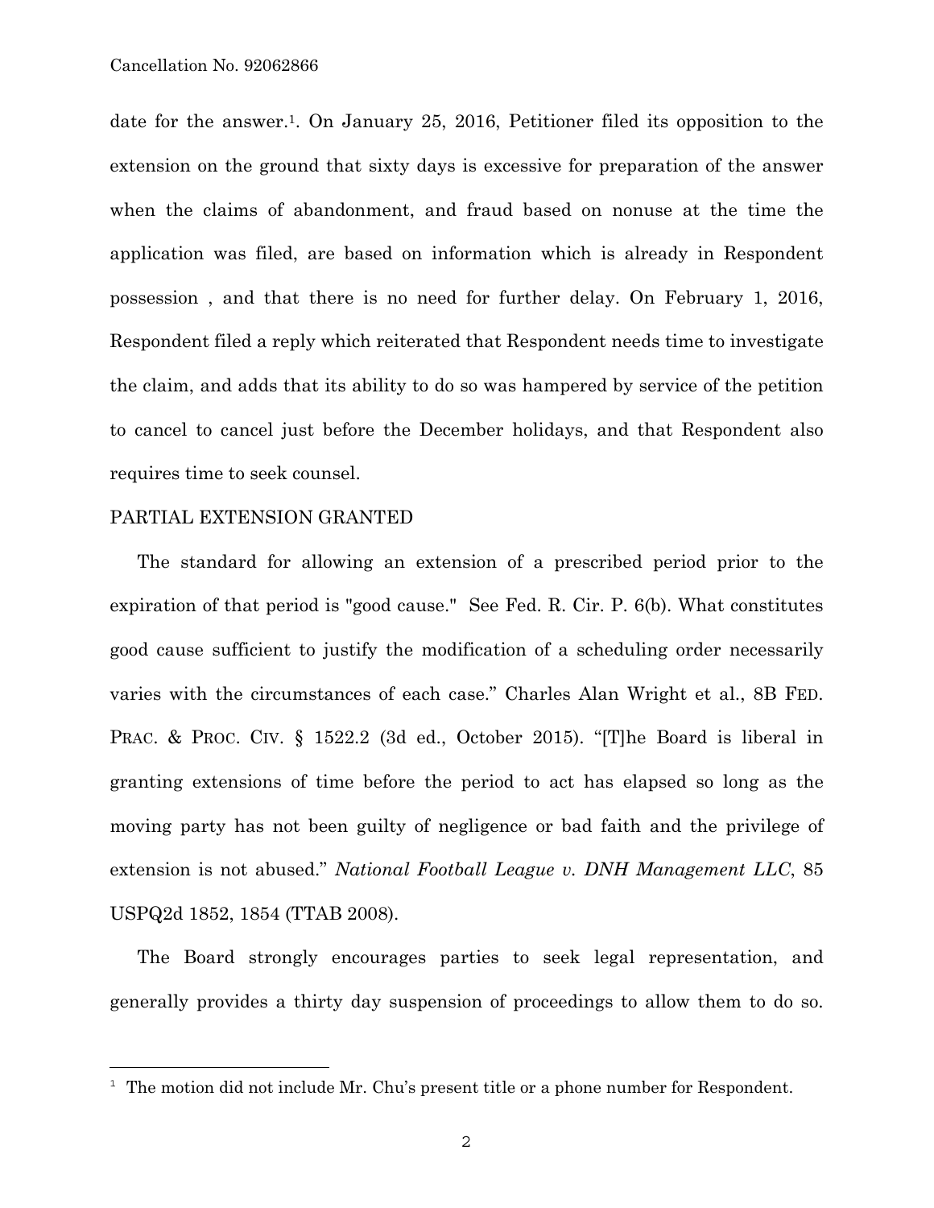date for the answer.[1]. On January 25, 2016, Petitioner filed its opposition to the extension on the ground that sixty days is excessive for preparation of the answer when the claims of abandonment, and fraud based on nonuse at the time the application was filed, are based on information which is already in Respondent possession , and that there is no need for further delay. On February 1, 2016, Respondent filed a reply which reiterated that Respondent needs time to investigate the claim, and adds that its ability to do so was hampered by service of the petition to cancel to cancel just before the December holidays, and that Respondent also requires time to seek counsel.

PARTIAL EXTENSION GRANTED

The standard for allowing an extension of a prescribed period prior to the expiration of that period is "good cause." See Fed. R. Cir. P. 6(b). What constitutes good cause sufficient to justify the modification of a scheduling order necessarily varies with the circumstances of each case." Charles Alan Wright et al., 8B FED. PRAC. & PROC. CIV. § 1522.2 (3d ed., October 2015). "[T]he Board is liberal in granting extensions of time before the period to act has elapsed so long as the moving party has not been guilty of negligence or bad faith and the privilege of extension is not abused." *National Football League v. DNH Management LLC*, 85 USPQ2d 1852, 1854 (TTAB 2008).

The Board strongly encourages parties to seek legal representation, and generally provides a thirty day suspension of proceedings to allow them to do so.

---

[1] The motion did not include Mr. Chu's present title or a phone number for Respondent.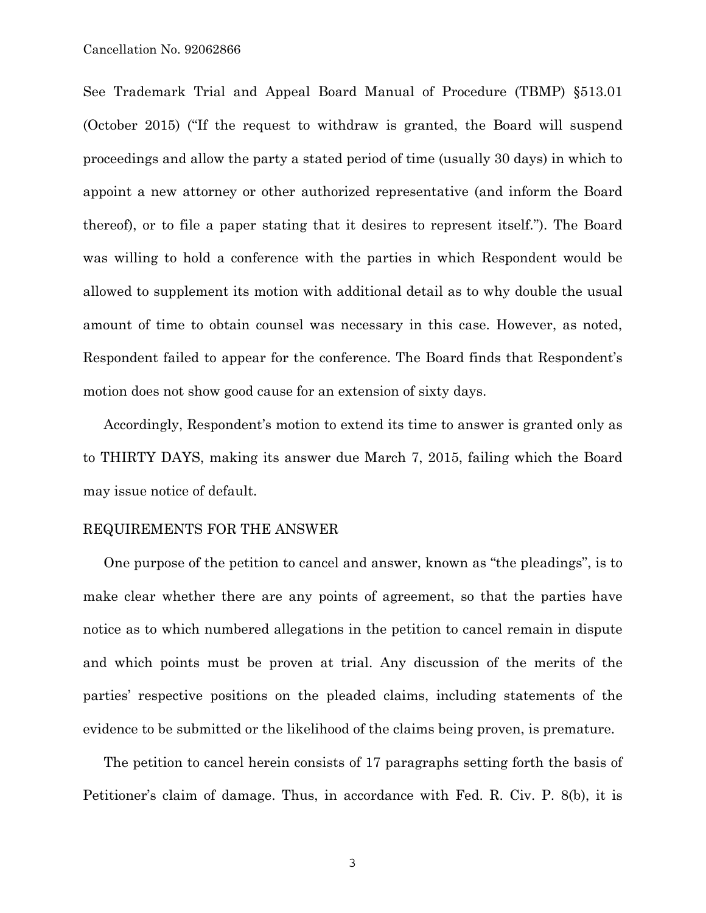See Trademark Trial and Appeal Board Manual of Procedure (TBMP) §513.01 (October 2015) ("If the request to withdraw is granted, the Board will suspend proceedings and allow the party a stated period of time (usually 30 days) in which to appoint a new attorney or other authorized representative (and inform the Board thereof), or to file a paper stating that it desires to represent itself."). The Board was willing to hold a conference with the parties in which Respondent would be allowed to supplement its motion with additional detail as to why double the usual amount of time to obtain counsel was necessary in this case. However, as noted, Respondent failed to appear for the conference. The Board finds that Respondent's motion does not show good cause for an extension of sixty days.

Accordingly, Respondent's motion to extend its time to answer is granted only as to THIRTY DAYS, making its answer due March 7, 2015, failing which the Board may issue notice of default.

REQUIREMENTS FOR THE ANSWER

One purpose of the petition to cancel and answer, known as "the pleadings", is to make clear whether there are any points of agreement, so that the parties have notice as to which numbered allegations in the petition to cancel remain in dispute and which points must be proven at trial. Any discussion of the merits of the parties' respective positions on the pleaded claims, including statements of the evidence to be submitted or the likelihood of the claims being proven, is premature.

The petition to cancel herein consists of 17 paragraphs setting forth the basis of Petitioner's claim of damage. Thus, in accordance with Fed. R. Civ. P. 8(b), it is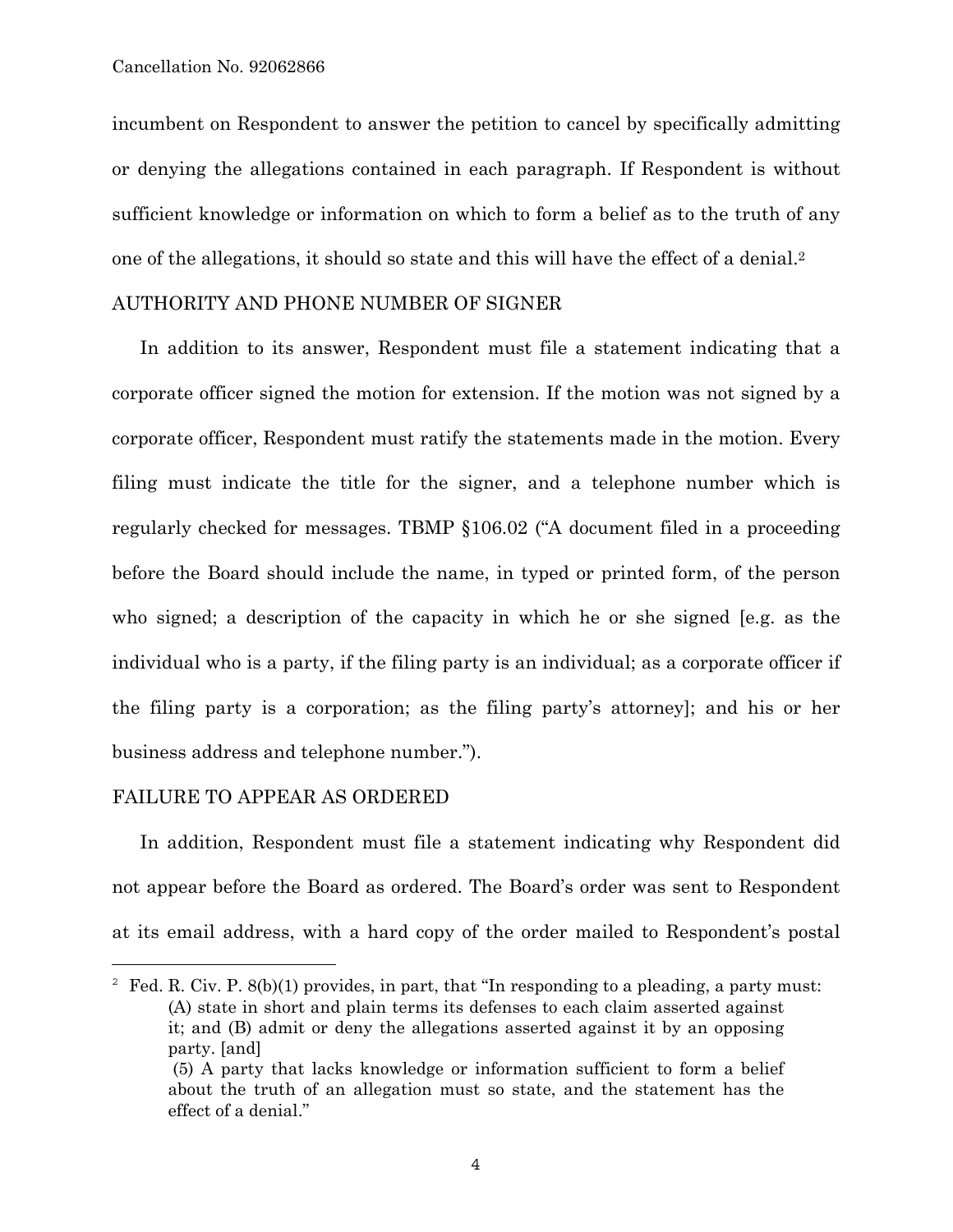incumbent on Respondent to answer the petition to cancel by specifically admitting or denying the allegations contained in each paragraph. If Respondent is without sufficient knowledge or information on which to form a belief as to the truth of any one of the allegations, it should so state and this will have the effect of a denial.[2]

## AUTHORITY AND PHONE NUMBER OF SIGNER

In addition to its answer, Respondent must file a statement indicating that a corporate officer signed the motion for extension. If the motion was not signed by a corporate officer, Respondent must ratify the statements made in the motion. Every filing must indicate the title for the signer, and a telephone number which is regularly checked for messages. TBMP §106.02 ("A document filed in a proceeding before the Board should include the name, in typed or printed form, of the person who signed; a description of the capacity in which he or she signed [e.g. as the individual who is a party, if the filing party is an individual; as a corporate officer if the filing party is a corporation; as the filing party's attorney]; and his or her business address and telephone number.").

## FAILURE TO APPEAR AS ORDERED

In addition, Respondent must file a statement indicating why Respondent did not appear before the Board as ordered. The Board's order was sent to Respondent at its email address, with a hard copy of the order mailed to Respondent's postal

---

[2] Fed. R. Civ. P. 8(b)(1) provides, in part, that "In responding to a pleading, a party must: (A) state in short and plain terms its defenses to each claim asserted against it; and (B) admit or deny the allegations asserted against it by an opposing party. [and]
(5) A party that lacks knowledge or information sufficient to form a belief about the truth of an allegation must so state, and the statement has the effect of a denial."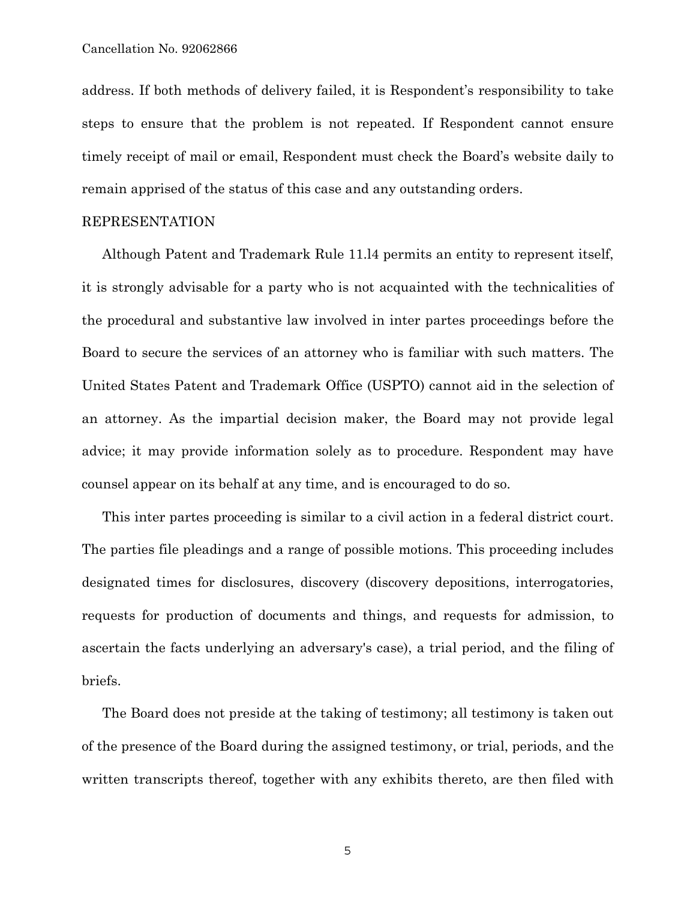address. If both methods of delivery failed, it is Respondent's responsibility to take steps to ensure that the problem is not repeated. If Respondent cannot ensure timely receipt of mail or email, Respondent must check the Board's website daily to remain apprised of the status of this case and any outstanding orders.

REPRESENTATION

Although Patent and Trademark Rule 11.14 permits an entity to represent itself, it is strongly advisable for a party who is not acquainted with the technicalities of the procedural and substantive law involved in inter partes proceedings before the Board to secure the services of an attorney who is familiar with such matters. The United States Patent and Trademark Office (USPTO) cannot aid in the selection of an attorney. As the impartial decision maker, the Board may not provide legal advice; it may provide information solely as to procedure. Respondent may have counsel appear on its behalf at any time, and is encouraged to do so.

This inter partes proceeding is similar to a civil action in a federal district court. The parties file pleadings and a range of possible motions. This proceeding includes designated times for disclosures, discovery (discovery depositions, interrogatories, requests for production of documents and things, and requests for admission, to ascertain the facts underlying an adversary's case), a trial period, and the filing of briefs.

The Board does not preside at the taking of testimony; all testimony is taken out of the presence of the Board during the assigned testimony, or trial, periods, and the written transcripts thereof, together with any exhibits thereto, are then filed with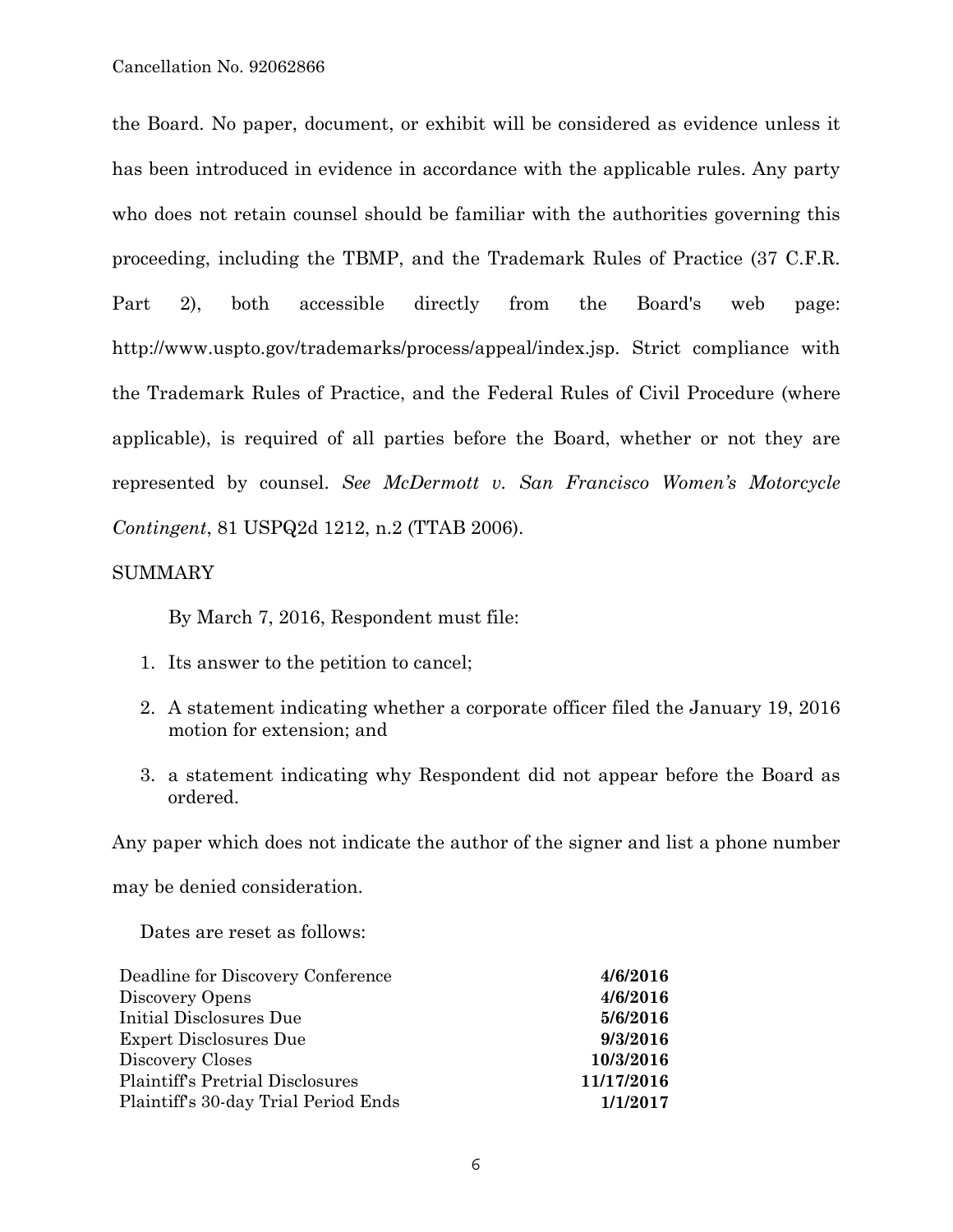the Board. No paper, document, or exhibit will be considered as evidence unless it has been introduced in evidence in accordance with the applicable rules. Any party who does not retain counsel should be familiar with the authorities governing this proceeding, including the TBMP, and the Trademark Rules of Practice (37 C.F.R. Part 2), both accessible directly from the Board's web page: http://www.uspto.gov/trademarks/process/appeal/index.jsp. Strict compliance with the Trademark Rules of Practice, and the Federal Rules of Civil Procedure (where applicable), is required of all parties before the Board, whether or not they are represented by counsel. *See McDermott v. San Francisco Women's Motorcycle Contingent*, 81 USPQ2d 1212, n.2 (TTAB 2006).

SUMMARY

By March 7, 2016, Respondent must file:

1. Its answer to the petition to cancel;
2. A statement indicating whether a corporate officer filed the January 19, 2016 motion for extension; and
3. a statement indicating why Respondent did not appear before the Board as ordered.

Any paper which does not indicate the author of the signer and list a phone number may be denied consideration.

Dates are reset as follows:

| | |
|---|---|
| Deadline for Discovery Conference | **4/6/2016** |
| Discovery Opens | **4/6/2016** |
| Initial Disclosures Due | **5/6/2016** |
| Expert Disclosures Due | **9/3/2016** |
| Discovery Closes | **10/3/2016** |
| Plaintiff's Pretrial Disclosures | **11/17/2016** |
| Plaintiff's 30-day Trial Period Ends | **1/1/2017** |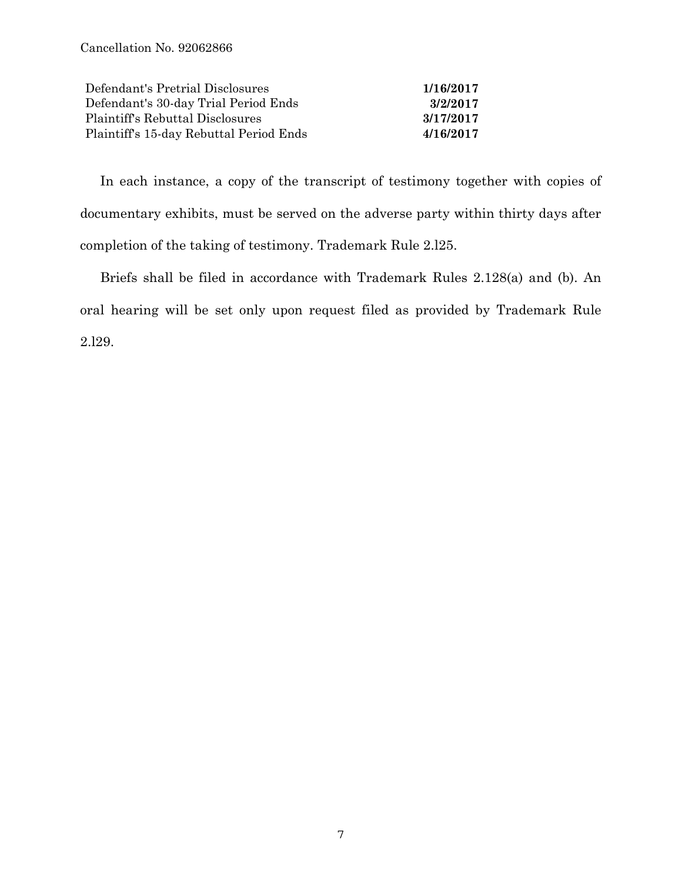| | |
|---|---|
| Defendant's Pretrial Disclosures | **1/16/2017** |
| Defendant's 30-day Trial Period Ends | **3/2/2017** |
| Plaintiff's Rebuttal Disclosures | **3/17/2017** |
| Plaintiff's 15-day Rebuttal Period Ends | **4/16/2017** |

In each instance, a copy of the transcript of testimony together with copies of documentary exhibits, must be served on the adverse party within thirty days after completion of the taking of testimony. Trademark Rule 2.l25.

Briefs shall be filed in accordance with Trademark Rules 2.128(a) and (b). An oral hearing will be set only upon request filed as provided by Trademark Rule 2.l29.